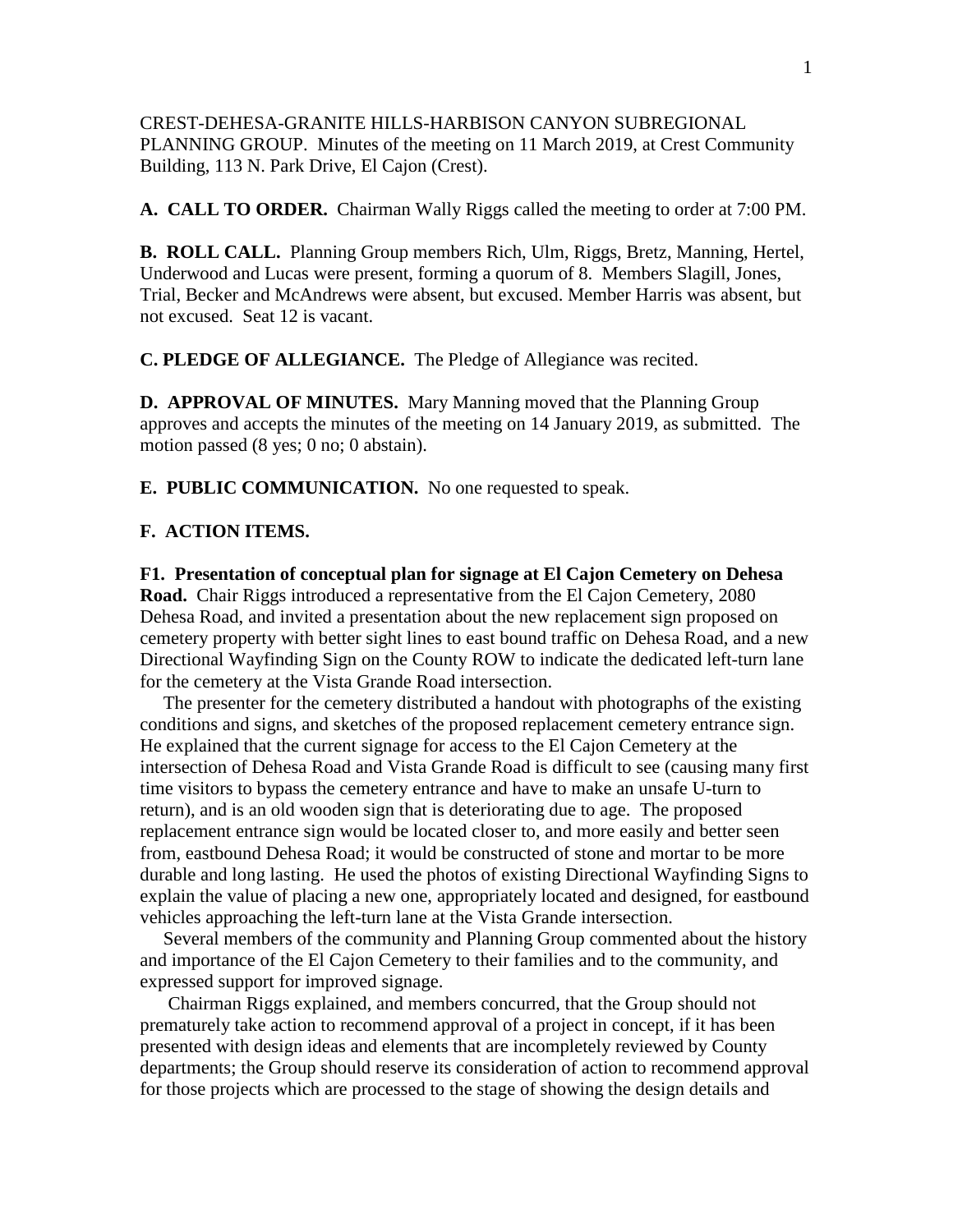CREST-DEHESA-GRANITE HILLS-HARBISON CANYON SUBREGIONAL PLANNING GROUP. Minutes of the meeting on 11 March 2019, at Crest Community Building, 113 N. Park Drive, El Cajon (Crest).

**A. CALL TO ORDER.** Chairman Wally Riggs called the meeting to order at 7:00 PM.

**B. ROLL CALL.** Planning Group members Rich, Ulm, Riggs, Bretz, Manning, Hertel, Underwood and Lucas were present, forming a quorum of 8. Members Slagill, Jones, Trial, Becker and McAndrews were absent, but excused. Member Harris was absent, but not excused. Seat 12 is vacant.

**C. PLEDGE OF ALLEGIANCE.** The Pledge of Allegiance was recited.

**D. APPROVAL OF MINUTES.** Mary Manning moved that the Planning Group approves and accepts the minutes of the meeting on 14 January 2019, as submitted. The motion passed (8 yes; 0 no; 0 abstain).

**E. PUBLIC COMMUNICATION.** No one requested to speak.

**F. ACTION ITEMS.**

**F1. Presentation of conceptual plan for signage at El Cajon Cemetery on Dehesa Road.** Chair Riggs introduced a representative from the El Cajon Cemetery, 2080 Dehesa Road, and invited a presentation about the new replacement sign proposed on cemetery property with better sight lines to east bound traffic on Dehesa Road, and a new Directional Wayfinding Sign on the County ROW to indicate the dedicated left-turn lane for the cemetery at the Vista Grande Road intersection.

The presenter for the cemetery distributed a handout with photographs of the existing conditions and signs, and sketches of the proposed replacement cemetery entrance sign. He explained that the current signage for access to the El Cajon Cemetery at the intersection of Dehesa Road and Vista Grande Road is difficult to see (causing many first time visitors to bypass the cemetery entrance and have to make an unsafe U-turn to return), and is an old wooden sign that is deteriorating due to age. The proposed replacement entrance sign would be located closer to, and more easily and better seen from, eastbound Dehesa Road; it would be constructed of stone and mortar to be more durable and long lasting. He used the photos of existing Directional Wayfinding Signs to explain the value of placing a new one, appropriately located and designed, for eastbound vehicles approaching the left-turn lane at the Vista Grande intersection.

Several members of the community and Planning Group commented about the history and importance of the El Cajon Cemetery to their families and to the community, and expressed support for improved signage.

Chairman Riggs explained, and members concurred, that the Group should not prematurely take action to recommend approval of a project in concept, if it has been presented with design ideas and elements that are incompletely reviewed by County departments; the Group should reserve its consideration of action to recommend approval for those projects which are processed to the stage of showing the design details and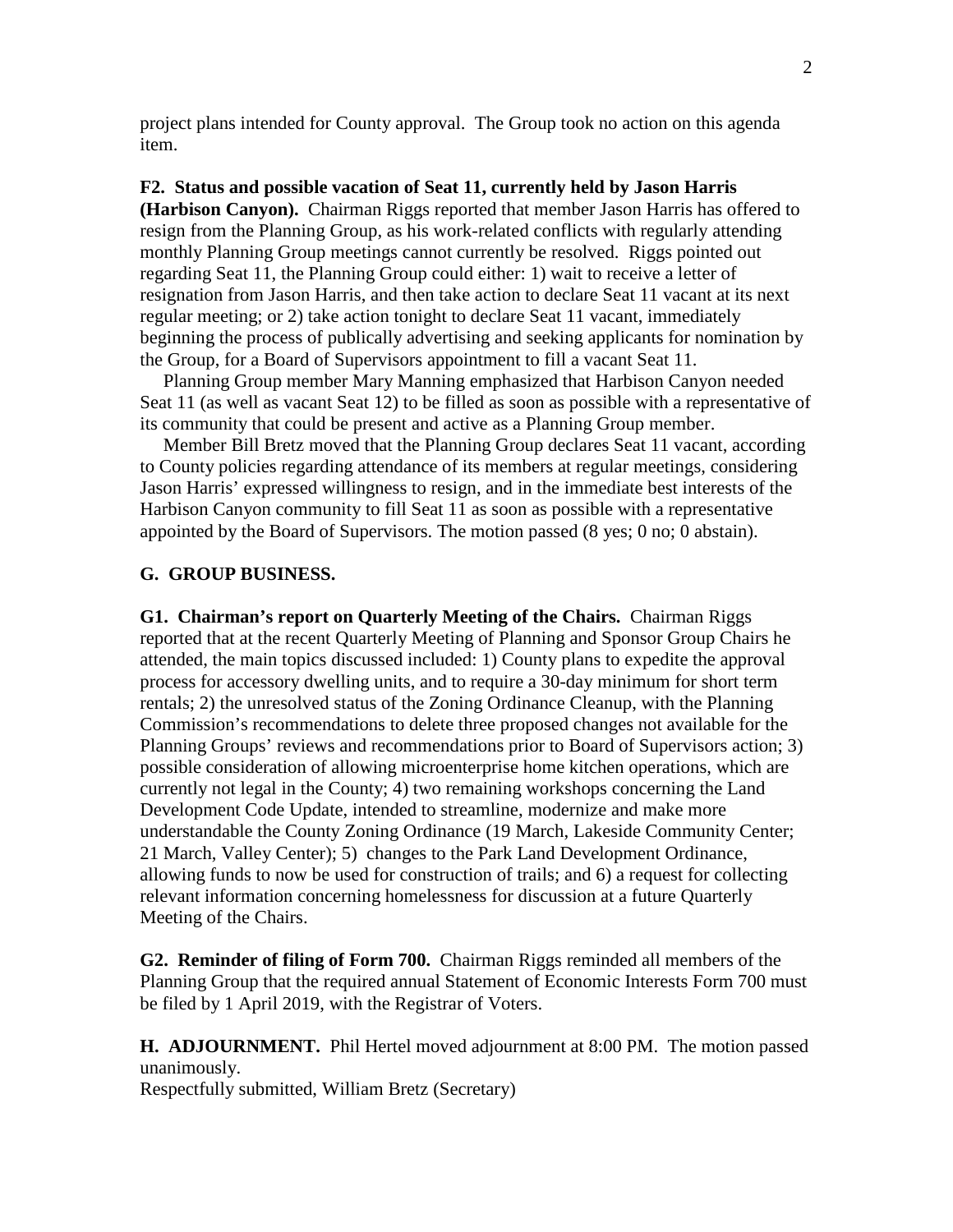project plans intended for County approval. The Group took no action on this agenda item.

**F2. Status and possible vacation of Seat 11, currently held by Jason Harris (Harbison Canyon).** Chairman Riggs reported that member Jason Harris has offered to resign from the Planning Group, as his work-related conflicts with regularly attending monthly Planning Group meetings cannot currently be resolved. Riggs pointed out regarding Seat 11, the Planning Group could either: 1) wait to receive a letter of resignation from Jason Harris, and then take action to declare Seat 11 vacant at its next regular meeting; or 2) take action tonight to declare Seat 11 vacant, immediately beginning the process of publically advertising and seeking applicants for nomination by the Group, for a Board of Supervisors appointment to fill a vacant Seat 11.

Planning Group member Mary Manning emphasized that Harbison Canyon needed Seat 11 (as well as vacant Seat 12) to be filled as soon as possible with a representative of its community that could be present and active as a Planning Group member.

Member Bill Bretz moved that the Planning Group declares Seat 11 vacant, according to County policies regarding attendance of its members at regular meetings, considering Jason Harris' expressed willingness to resign, and in the immediate best interests of the Harbison Canyon community to fill Seat 11 as soon as possible with a representative appointed by the Board of Supervisors. The motion passed (8 yes; 0 no; 0 abstain).

**G. GROUP BUSINESS.**

**G1. Chairman's report on Quarterly Meeting of the Chairs.** Chairman Riggs reported that at the recent Quarterly Meeting of Planning and Sponsor Group Chairs he attended, the main topics discussed included: 1) County plans to expedite the approval process for accessory dwelling units, and to require a 30-day minimum for short term rentals; 2) the unresolved status of the Zoning Ordinance Cleanup, with the Planning Commission's recommendations to delete three proposed changes not available for the Planning Groups' reviews and recommendations prior to Board of Supervisors action; 3) possible consideration of allowing microenterprise home kitchen operations, which are currently not legal in the County; 4) two remaining workshops concerning the Land Development Code Update, intended to streamline, modernize and make more understandable the County Zoning Ordinance (19 March, Lakeside Community Center; 21 March, Valley Center); 5) changes to the Park Land Development Ordinance, allowing funds to now be used for construction of trails; and 6) a request for collecting relevant information concerning homelessness for discussion at a future Quarterly Meeting of the Chairs.

**G2. Reminder of filing of Form 700.** Chairman Riggs reminded all members of the Planning Group that the required annual Statement of Economic Interests Form 700 must be filed by 1 April 2019, with the Registrar of Voters.

**H. ADJOURNMENT.** Phil Hertel moved adjournment at 8:00 PM. The motion passed unanimously.

Respectfully submitted, William Bretz (Secretary)